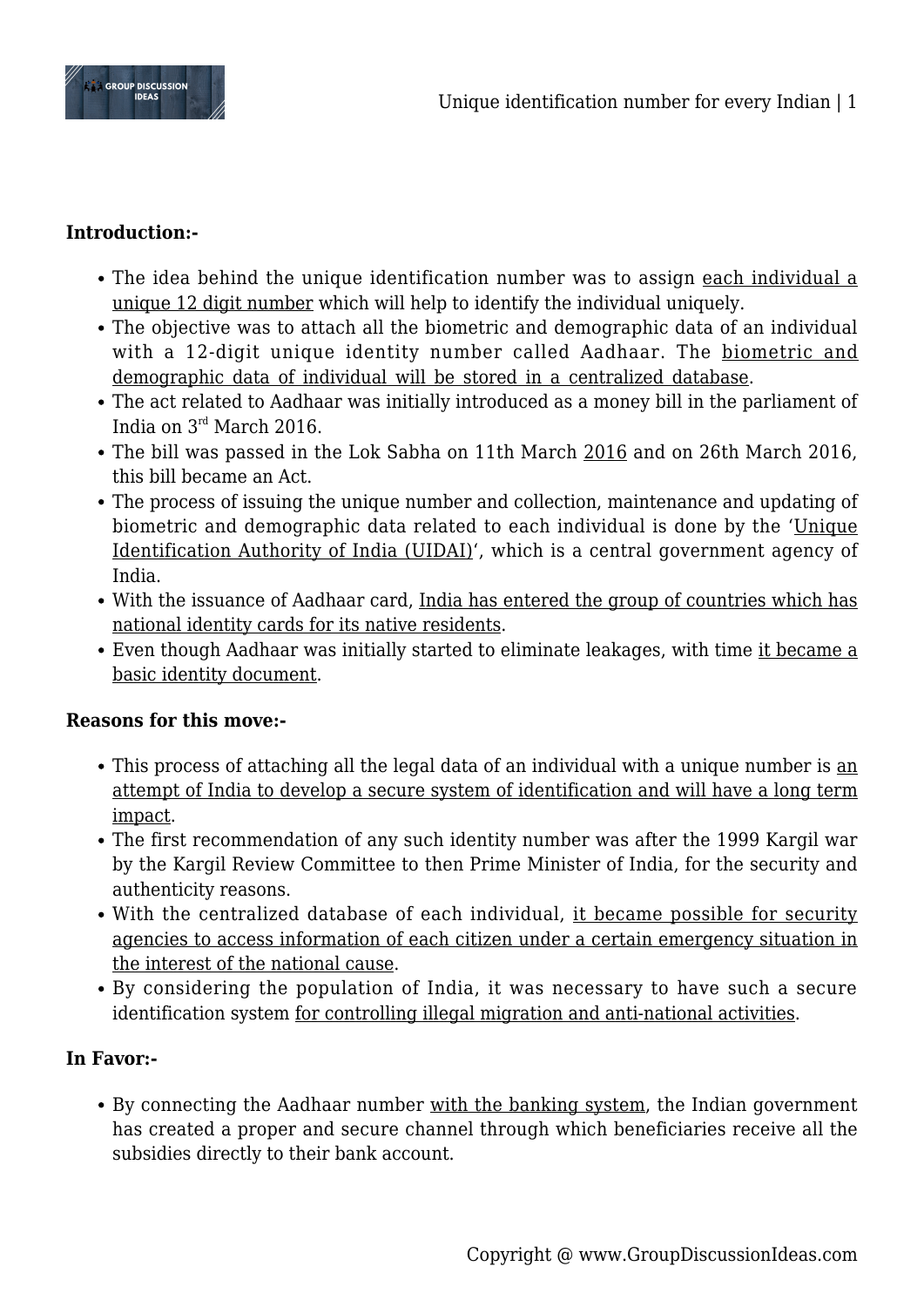**Introduction:-**

- The idea behind the unique identification number was to assign each individual a unique 12 digit number which will help to identify the individual uniquely.
- The objective was to attach all the biometric and demographic data of an individual with a 12-digit unique identity number called Aadhaar. The biometric and demographic data of individual will be stored in a centralized database.
- The act related to Aadhaar was initially introduced as a money bill in the parliament of India on 3rd March 2016.
- The bill was passed in the Lok Sabha on 11th March 2016 and on 26th March 2016, this bill became an Act.
- The process of issuing the unique number and collection, maintenance and updating of biometric and demographic data related to each individual is done by the 'Unique Identification Authority of India (UIDAI)', which is a central government agency of India.
- With the issuance of Aadhaar card, India has entered the group of countries which has national identity cards for its native residents.
- Even though Aadhaar was initially started to eliminate leakages, with time it became a basic identity document.

**Reasons for this move:-**

- This process of attaching all the legal data of an individual with a unique number is an attempt of India to develop a secure system of identification and will have a long term impact.
- The first recommendation of any such identity number was after the 1999 Kargil war by the Kargil Review Committee to then Prime Minister of India, for the security and authenticity reasons.
- With the centralized database of each individual, it became possible for security agencies to access information of each citizen under a certain emergency situation in the interest of the national cause.
- By considering the population of India, it was necessary to have such a secure identification system for controlling illegal migration and anti-national activities.

**In Favor:-**

- By connecting the Aadhaar number with the banking system, the Indian government has created a proper and secure channel through which beneficiaries receive all the subsidies directly to their bank account.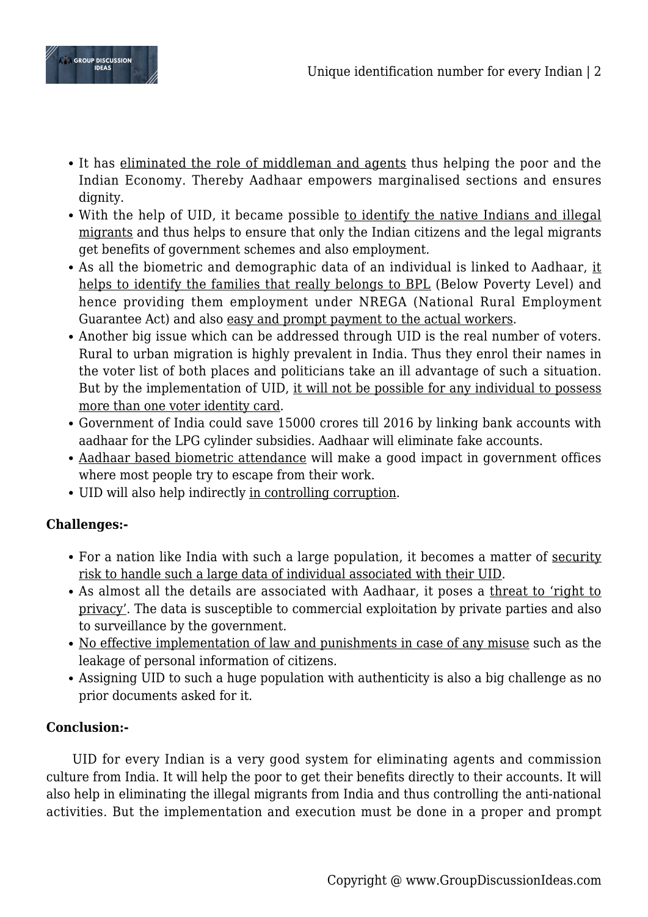- It has eliminated the role of middleman and agents thus helping the poor and the Indian Economy. Thereby Aadhaar empowers marginalised sections and ensures dignity.
- With the help of UID, it became possible to identify the native Indians and illegal migrants and thus helps to ensure that only the Indian citizens and the legal migrants get benefits of government schemes and also employment.
- As all the biometric and demographic data of an individual is linked to Aadhaar, it helps to identify the families that really belongs to BPL (Below Poverty Level) and hence providing them employment under NREGA (National Rural Employment Guarantee Act) and also easy and prompt payment to the actual workers.
- Another big issue which can be addressed through UID is the real number of voters. Rural to urban migration is highly prevalent in India. Thus they enrol their names in the voter list of both places and politicians take an ill advantage of such a situation. But by the implementation of UID, it will not be possible for any individual to possess more than one voter identity card.
- Government of India could save 15000 crores till 2016 by linking bank accounts with aadhaar for the LPG cylinder subsidies. Aadhaar will eliminate fake accounts.
- Aadhaar based biometric attendance will make a good impact in government offices where most people try to escape from their work.
- UID will also help indirectly in controlling corruption.

**Challenges:-**

- For a nation like India with such a large population, it becomes a matter of security risk to handle such a large data of individual associated with their UID.
- As almost all the details are associated with Aadhaar, it poses a threat to 'right to privacy'. The data is susceptible to commercial exploitation by private parties and also to surveillance by the government.
- No effective implementation of law and punishments in case of any misuse such as the leakage of personal information of citizens.
- Assigning UID to such a huge population with authenticity is also a big challenge as no prior documents asked for it.

**Conclusion:-**

UID for every Indian is a very good system for eliminating agents and commission culture from India. It will help the poor to get their benefits directly to their accounts. It will also help in eliminating the illegal migrants from India and thus controlling the anti-national activities. But the implementation and execution must be done in a proper and prompt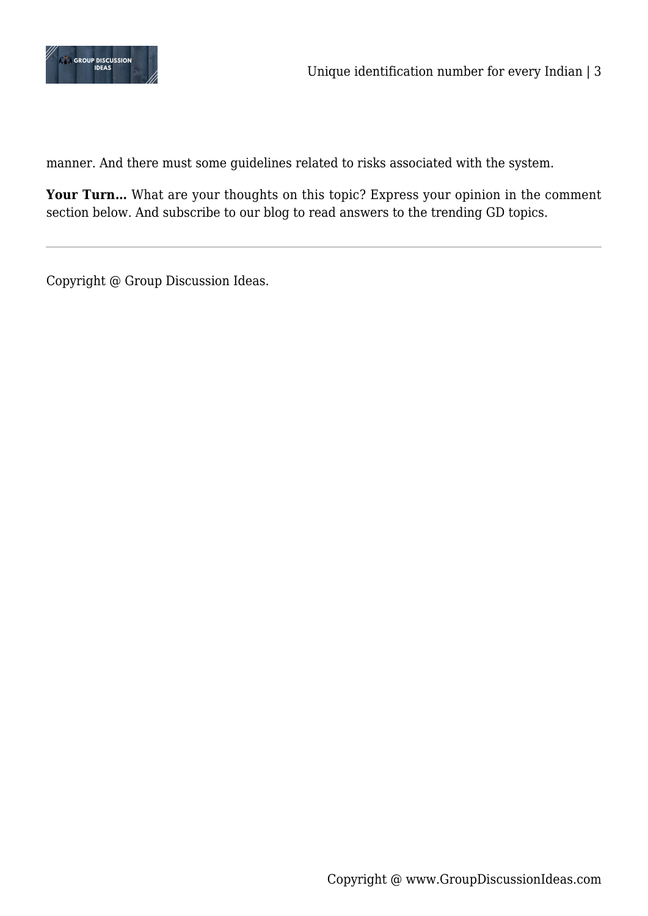manner. And there must some guidelines related to risks associated with the system.

**Your Turn…** What are your thoughts on this topic? Express your opinion in the comment section below. And subscribe to our blog to read answers to the trending GD topics.

---

Copyright @ Group Discussion Ideas.